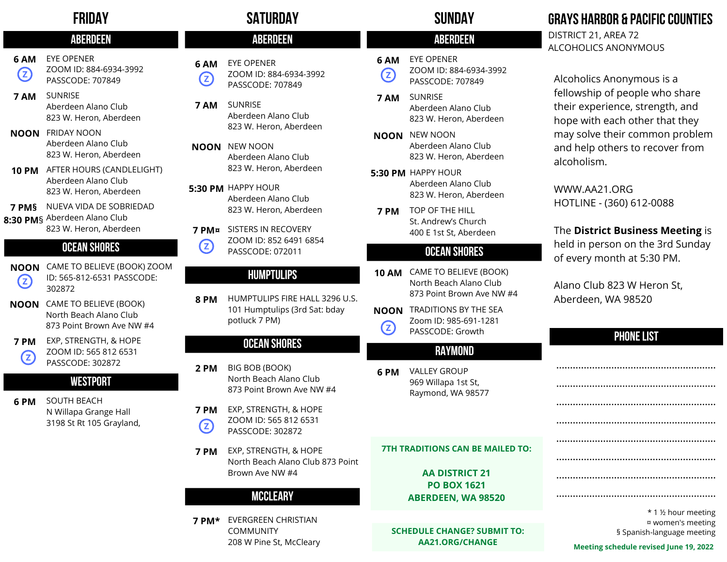# FRIDAY

## ABERDEEN

**6 AM** (Z)
EYE OPENER
ZOOM ID: 884-6934-3992
PASSCODE: 707849

**7 AM**
SUNRISE
Aberdeen Alano Club
823 W. Heron, Aberdeen

**NOON**
FRIDAY NOON
Aberdeen Alano Club
823 W. Heron, Aberdeen

**10 PM**
AFTER HOURS (CANDLELIGHT)
Aberdeen Alano Club
823 W. Heron, Aberdeen

**7 PM§ 8:30 PM§**
NUEVA VIDA DE SOBRIEDAD
Aberdeen Alano Club
823 W. Heron, Aberdeen

## OCEAN SHORES

**NOON** (Z)
CAME TO BELIEVE (BOOK) ZOOM ID: 565-812-6531 PASSCODE: 302872

**NOON**
CAME TO BELIEVE (BOOK)
North Beach Alano Club
873 Point Brown Ave NW #4

**7 PM** (Z)
EXP, STRENGTH, & HOPE
ZOOM ID: 565 812 6531
PASSCODE: 302872

## WESTPORT

**6 PM**
SOUTH BEACH
N Willapa Grange Hall
3198 St Rt 105 Grayland,

# SATURDAY

## ABERDEEN

**6 AM** (Z)
EYE OPENER
ZOOM ID: 884-6934-3992
PASSCODE: 707849

**7 AM**
SUNRISE
Aberdeen Alano Club
823 W. Heron, Aberdeen

**NOON**
NEW NOON
Aberdeen Alano Club
823 W. Heron, Aberdeen

**5:30 PM**
HAPPY HOUR
Aberdeen Alano Club
823 W. Heron, Aberdeen

**7 PM¤** (Z)
SISTERS IN RECOVERY
ZOOM ID: 852 6491 6854
PASSCODE: 072011

## HUMPTULIPS

**8 PM**
HUMPTULIPS FIRE HALL 3296 U.S. 101 Humptulips (3rd Sat: bday potluck 7 PM)

## OCEAN SHORES

**2 PM**
BIG BOB (BOOK)
North Beach Alano Club
873 Point Brown Ave NW #4

**7 PM** (Z)
EXP, STRENGTH, & HOPE
ZOOM ID: 565 812 6531
PASSCODE: 302872

**7 PM**
EXP, STRENGTH, & HOPE
North Beach Alano Club 873 Point Brown Ave NW #4

## MCCLEARY

**7 PM***
EVERGREEN CHRISTIAN COMMUNITY
208 W Pine St, McCleary

# SUNDAY

## ABERDEEN

**6 AM** (Z)
EYE OPENER
ZOOM ID: 884-6934-3992
PASSCODE: 707849

**7 AM**
SUNRISE
Aberdeen Alano Club
823 W. Heron, Aberdeen

**NOON**
NEW NOON
Aberdeen Alano Club
823 W. Heron, Aberdeen

**5:30 PM**
HAPPY HOUR
Aberdeen Alano Club
823 W. Heron, Aberdeen

**7 PM**
TOP OF THE HILL
St. Andrew's Church
400 E 1st St, Aberdeen

## OCEAN SHORES

**10 AM**
CAME TO BELIEVE (BOOK)
North Beach Alano Club
873 Point Brown Ave NW #4

**NOON** (Z)
TRADITIONS BY THE SEA
Zoom ID: 985-691-1281
PASSCODE: Growth

## RAYMOND

**6 PM**
VALLEY GROUP
969 Willapa 1st St,
Raymond, WA 98577

**7TH TRADITIONS CAN BE MAILED TO:**

**AA DISTRICT 21**
**PO BOX 1621**
**ABERDEEN, WA 98520**

**SCHEDULE CHANGE? SUBMIT TO:**
**AA21.ORG/CHANGE**

# GRAYS HARBOR & PACIFIC COUNTIES

DISTRICT 21, AREA 72
ALCOHOLICS ANONYMOUS

Alcoholics Anonymous is a fellowship of people who share their experience, strength, and hope with each other that they may solve their common problem and help others to recover from alcoholism.

WWW.AA21.ORG
HOTLINE - (360) 612-0088

The **District Business Meeting** is held in person on the 3rd Sunday of every month at 5:30 PM.

Alano Club 823 W Heron St,
Aberdeen, WA 98520

## PHONE LIST

........................................................................
........................................................................
........................................................................
........................................................................
........................................................................
........................................................................
........................................................................
........................................................................

\* 1 ½ hour meeting
¤ women's meeting
§ Spanish-language meeting

**Meeting schedule revised June 19, 2022**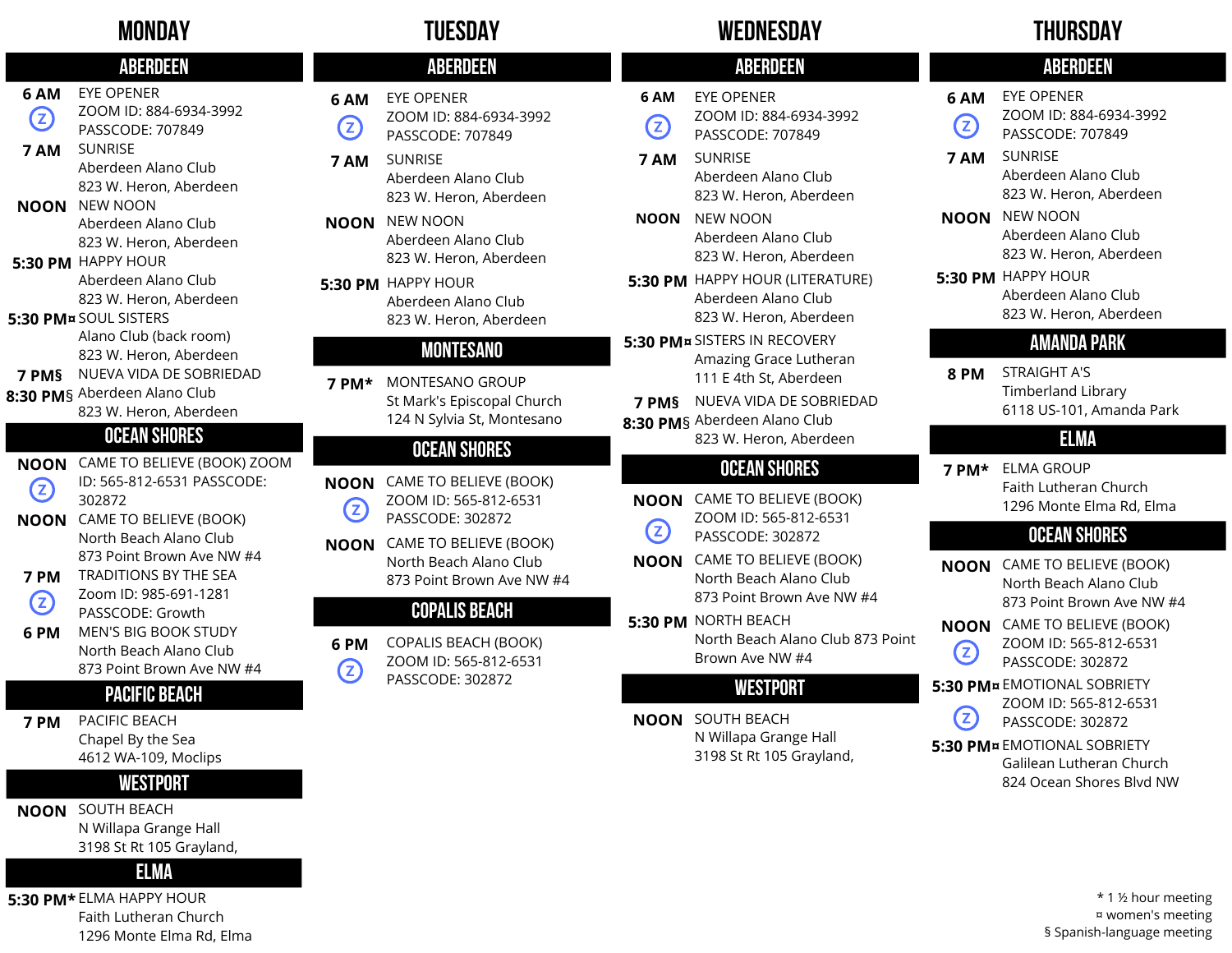# MONDAY

## ABERDEEN

**6 AM** (Zoom) EYE OPENER
ZOOM ID: 884-6934-3992
PASSCODE: 707849

**7 AM** SUNRISE
Aberdeen Alano Club
823 W. Heron, Aberdeen

**NOON** NEW NOON
Aberdeen Alano Club
823 W. Heron, Aberdeen

**5:30 PM** HAPPY HOUR
Aberdeen Alano Club
823 W. Heron, Aberdeen

**5:30 PM¤** SOUL SISTERS
Alano Club (back room)
823 W. Heron, Aberdeen

**7 PM§ 8:30 PM§** NUEVA VIDA DE SOBRIEDAD
Aberdeen Alano Club
823 W. Heron, Aberdeen

## OCEAN SHORES

**NOON** (Zoom) CAME TO BELIEVE (BOOK) ZOOM ID: 565-812-6531 PASSCODE: 302872

**NOON** CAME TO BELIEVE (BOOK)
North Beach Alano Club
873 Point Brown Ave NW #4

**7 PM** (Zoom) TRADITIONS BY THE SEA
Zoom ID: 985-691-1281
PASSCODE: Growth

**6 PM** MEN'S BIG BOOK STUDY
North Beach Alano Club
873 Point Brown Ave NW #4

## PACIFIC BEACH

**7 PM** PACIFIC BEACH
Chapel By the Sea
4612 WA-109, Moclips

## WESTPORT

**NOON** SOUTH BEACH
N Willapa Grange Hall
3198 St Rt 105 Grayland,

## ELMA

**5:30 PM*** ELMA HAPPY HOUR
Faith Lutheran Church
1296 Monte Elma Rd, Elma

# TUESDAY

## ABERDEEN

**6 AM** (Zoom) EYE OPENER
ZOOM ID: 884-6934-3992
PASSCODE: 707849

**7 AM** SUNRISE
Aberdeen Alano Club
823 W. Heron, Aberdeen

**NOON** NEW NOON
Aberdeen Alano Club
823 W. Heron, Aberdeen

**5:30 PM** HAPPY HOUR
Aberdeen Alano Club
823 W. Heron, Aberdeen

## MONTESANO

**7 PM*** MONTESANO GROUP
St Mark's Episcopal Church
124 N Sylvia St, Montesano

## OCEAN SHORES

**NOON** (Zoom) CAME TO BELIEVE (BOOK)
ZOOM ID: 565-812-6531
PASSCODE: 302872

**NOON** CAME TO BELIEVE (BOOK)
North Beach Alano Club
873 Point Brown Ave NW #4

## COPALIS BEACH

**6 PM** (Zoom) COPALIS BEACH (BOOK)
ZOOM ID: 565-812-6531
PASSCODE: 302872

# WEDNESDAY

## ABERDEEN

**6 AM** (Zoom) EYE OPENER
ZOOM ID: 884-6934-3992
PASSCODE: 707849

**7 AM** SUNRISE
Aberdeen Alano Club
823 W. Heron, Aberdeen

**NOON** NEW NOON
Aberdeen Alano Club
823 W. Heron, Aberdeen

**5:30 PM** HAPPY HOUR (LITERATURE)
Aberdeen Alano Club
823 W. Heron, Aberdeen

**5:30 PM¤** SISTERS IN RECOVERY
Amazing Grace Lutheran
111 E 4th St, Aberdeen

**7 PM§ 8:30 PM§** NUEVA VIDA DE SOBRIEDAD
Aberdeen Alano Club
823 W. Heron, Aberdeen

## OCEAN SHORES

**NOON** (Zoom) CAME TO BELIEVE (BOOK)
ZOOM ID: 565-812-6531
PASSCODE: 302872

**NOON** CAME TO BELIEVE (BOOK)
North Beach Alano Club
873 Point Brown Ave NW #4

**5:30 PM** NORTH BEACH
North Beach Alano Club 873 Point Brown Ave NW #4

## WESTPORT

**NOON** SOUTH BEACH
N Willapa Grange Hall
3198 St Rt 105 Grayland,

# THURSDAY

## ABERDEEN

**6 AM** (Zoom) EYE OPENER
ZOOM ID: 884-6934-3992
PASSCODE: 707849

**7 AM** SUNRISE
Aberdeen Alano Club
823 W. Heron, Aberdeen

**NOON** NEW NOON
Aberdeen Alano Club
823 W. Heron, Aberdeen

**5:30 PM** HAPPY HOUR
Aberdeen Alano Club
823 W. Heron, Aberdeen

## AMANDA PARK

**8 PM** STRAIGHT A'S
Timberland Library
6118 US-101, Amanda Park

## ELMA

**7 PM*** ELMA GROUP
Faith Lutheran Church
1296 Monte Elma Rd, Elma

## OCEAN SHORES

**NOON** CAME TO BELIEVE (BOOK)
North Beach Alano Club
873 Point Brown Ave NW #4

**NOON** (Zoom) CAME TO BELIEVE (BOOK)
ZOOM ID: 565-812-6531
PASSCODE: 302872

**5:30 PM¤** (Zoom) EMOTIONAL SOBRIETY
ZOOM ID: 565-812-6531
PASSCODE: 302872

**5:30 PM¤** EMOTIONAL SOBRIETY
Galilean Lutheran Church
824 Ocean Shores Blvd NW

---

* 1 ½ hour meeting
¤ women's meeting
§ Spanish-language meeting